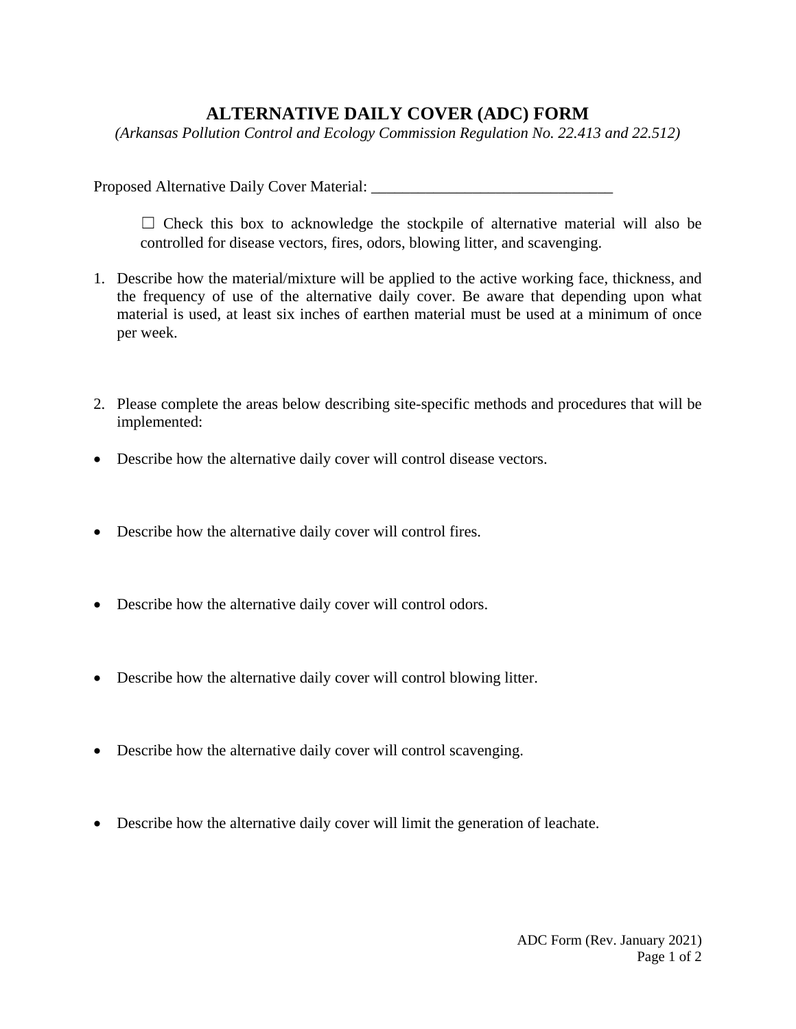# ALTERNATIVE DAILY COVER (ADC) FORM

*(Arkansas Pollution Control and Ecology Commission Regulation No. 22.413 and 22.512)*

Proposed Alternative Daily Cover Material: _______________________________

☐ Check this box to acknowledge the stockpile of alternative material will also be controlled for disease vectors, fires, odors, blowing litter, and scavenging.

1. Describe how the material/mixture will be applied to the active working face, thickness, and the frequency of use of the alternative daily cover. Be aware that depending upon what material is used, at least six inches of earthen material must be used at a minimum of once per week.

2. Please complete the areas below describing site-specific methods and procedures that will be implemented:

- Describe how the alternative daily cover will control disease vectors.

- Describe how the alternative daily cover will control fires.

- Describe how the alternative daily cover will control odors.

- Describe how the alternative daily cover will control blowing litter.

- Describe how the alternative daily cover will control scavenging.

- Describe how the alternative daily cover will limit the generation of leachate.

ADC Form (Rev. January 2021)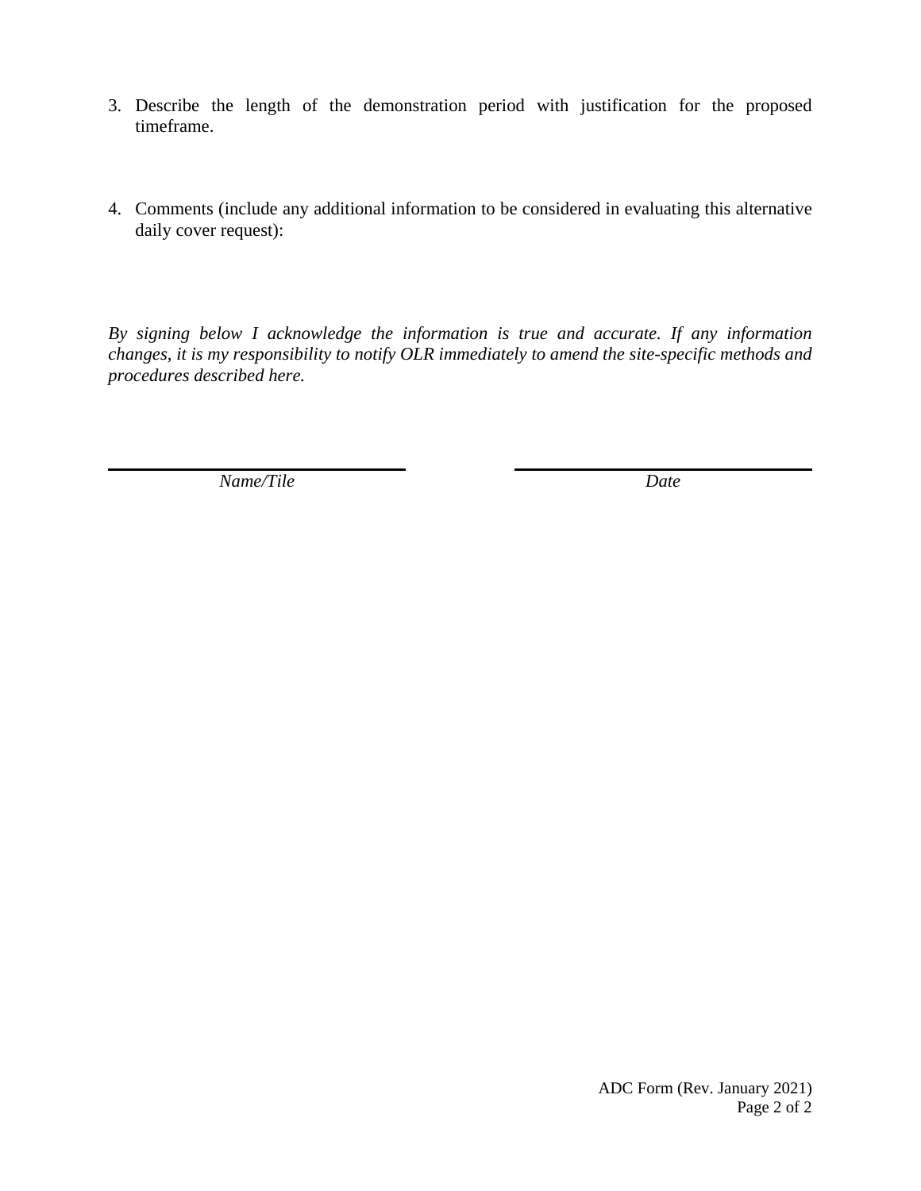3. Describe the length of the demonstration period with justification for the proposed timeframe.

4. Comments (include any additional information to be considered in evaluating this alternative daily cover request):

*By signing below I acknowledge the information is true and accurate. If any information changes, it is my responsibility to notify OLR immediately to amend the site-specific methods and procedures described here.*

| | |
|---|---|
| *Name/Tile* | *Date* |

ADC Form (Rev. January 2021)